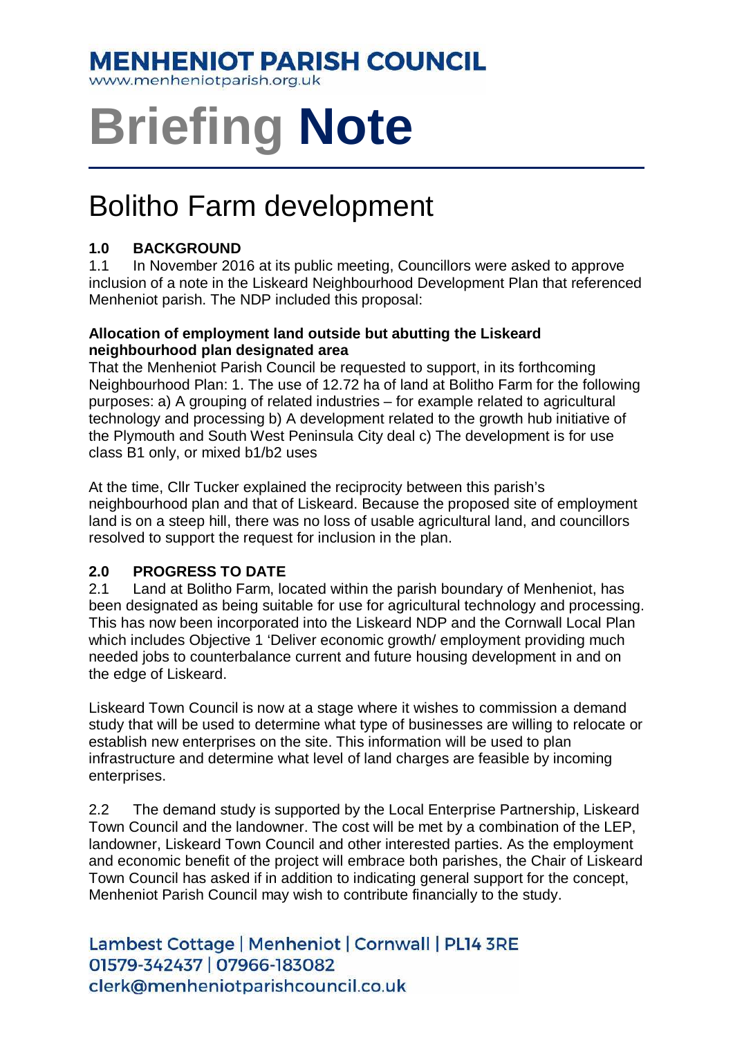# MENHENIOT PARISH COUNCIL

www.menheniotparish.org.uk

# Briefing **Note**

## Bolitho Farm development

### 1.0 BACKGROUND

1.1 In November 2016 at its public meeting, Councillors were asked to approve inclusion of a note in the Liskeard Neighbourhood Development Plan that referenced Menheniot parish. The NDP included this proposal:

**Allocation of employment land outside but abutting the Liskeard neighbourhood plan designated area**
That the Menheniot Parish Council be requested to support, in its forthcoming Neighbourhood Plan: 1. The use of 12.72 ha of land at Bolitho Farm for the following purposes: a) A grouping of related industries – for example related to agricultural technology and processing b) A development related to the growth hub initiative of the Plymouth and South West Peninsula City deal c) The development is for use class B1 only, or mixed b1/b2 uses

At the time, Cllr Tucker explained the reciprocity between this parish's neighbourhood plan and that of Liskeard. Because the proposed site of employment land is on a steep hill, there was no loss of usable agricultural land, and councillors resolved to support the request for inclusion in the plan.

### 2.0 PROGRESS TO DATE

2.1 Land at Bolitho Farm, located within the parish boundary of Menheniot, has been designated as being suitable for use for agricultural technology and processing. This has now been incorporated into the Liskeard NDP and the Cornwall Local Plan which includes Objective 1 'Deliver economic growth/ employment providing much needed jobs to counterbalance current and future housing development in and on the edge of Liskeard.

Liskeard Town Council is now at a stage where it wishes to commission a demand study that will be used to determine what type of businesses are willing to relocate or establish new enterprises on the site. This information will be used to plan infrastructure and determine what level of land charges are feasible by incoming enterprises.

2.2 The demand study is supported by the Local Enterprise Partnership, Liskeard Town Council and the landowner. The cost will be met by a combination of the LEP, landowner, Liskeard Town Council and other interested parties. As the employment and economic benefit of the project will embrace both parishes, the Chair of Liskeard Town Council has asked if in addition to indicating general support for the concept, Menheniot Parish Council may wish to contribute financially to the study.

Lambest Cottage | Menheniot | Cornwall | PL14 3RE
01579-342437 | 07966-183082
clerk@menheniotparishcouncil.co.uk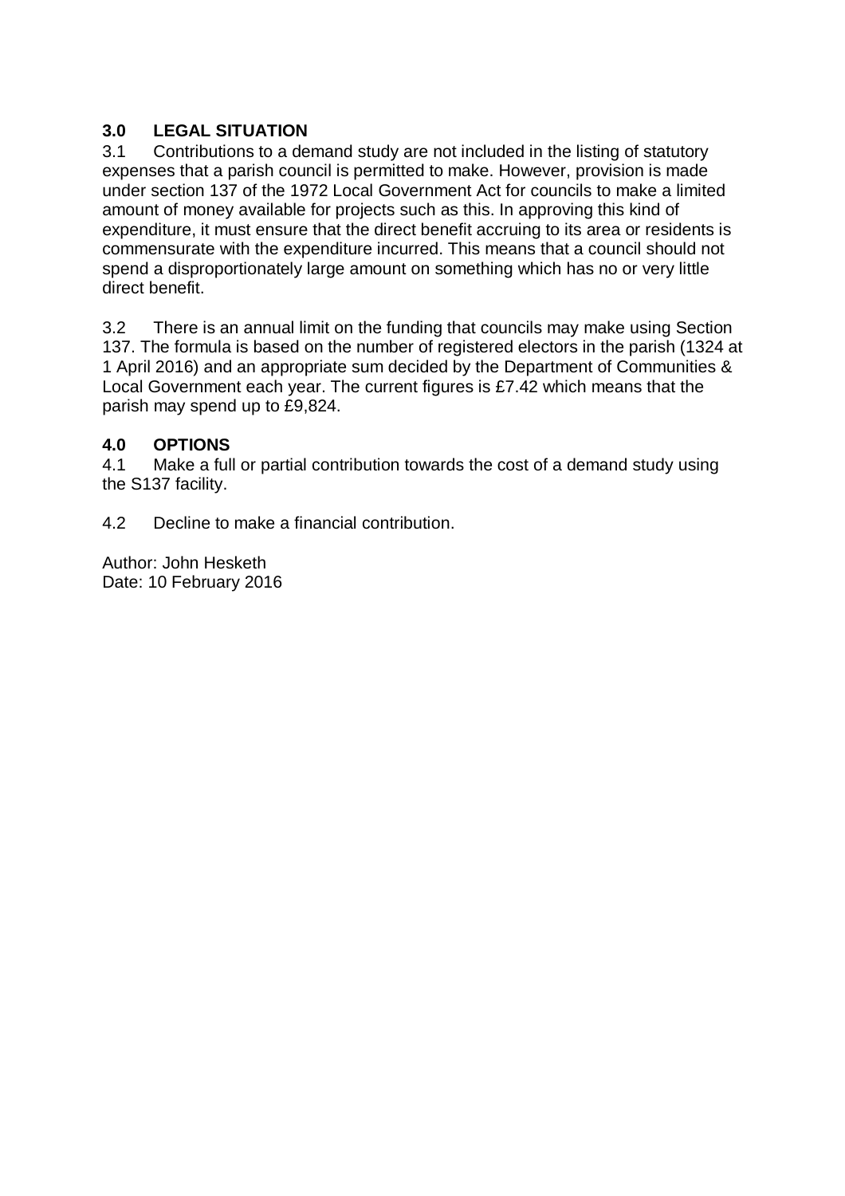## 3.0 LEGAL SITUATION

3.1 Contributions to a demand study are not included in the listing of statutory expenses that a parish council is permitted to make. However, provision is made under section 137 of the 1972 Local Government Act for councils to make a limited amount of money available for projects such as this. In approving this kind of expenditure, it must ensure that the direct benefit accruing to its area or residents is commensurate with the expenditure incurred. This means that a council should not spend a disproportionately large amount on something which has no or very little direct benefit.

3.2 There is an annual limit on the funding that councils may make using Section 137. The formula is based on the number of registered electors in the parish (1324 at 1 April 2016) and an appropriate sum decided by the Department of Communities & Local Government each year. The current figures is £7.42 which means that the parish may spend up to £9,824.

## 4.0 OPTIONS

4.1 Make a full or partial contribution towards the cost of a demand study using the S137 facility.

4.2 Decline to make a financial contribution.

Author: John Hesketh
Date: 10 February 2016